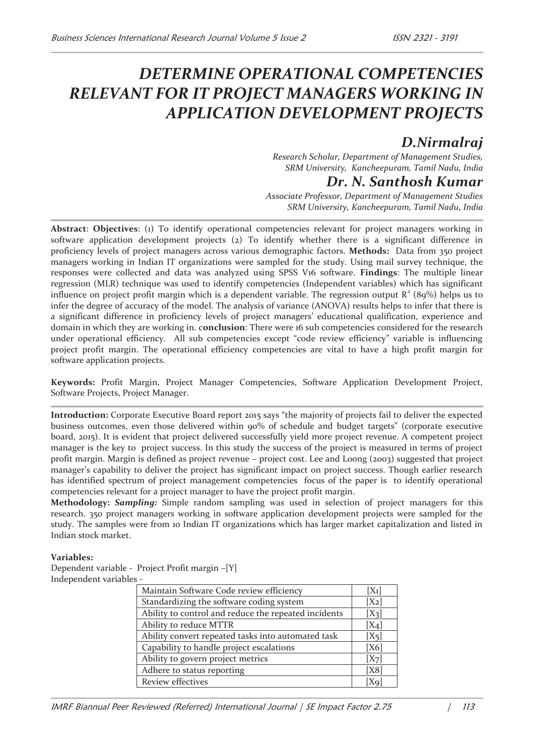# DETERMINE OPERATIONAL COMPETENCIES RELEVANT FOR IT PROJECT MANAGERS WORKING IN APPLICATION DEVELOPMENT PROJECTS

## D.Nirmalraj

*Research Scholar, Department of Management Studies, SRM University, Kancheepuram, Tamil Nadu, India*

## Dr. N. Santhosh Kumar

*Associate Professor, Department of Management Studies SRM University, Kancheepuram, Tamil Nadu, India*

**Abstract**: **Objectives**: (1) To identify operational competencies relevant for project managers working in software application development projects (2) To identify whether there is a significant difference in proficiency levels of project managers across various demographic factors. **Methods:** Data from 350 project managers working in Indian IT organizations were sampled for the study. Using mail survey technique, the responses were collected and data was analyzed using SPSS V16 software. **Findings**: The multiple linear regression (MLR) technique was used to identify competencies (Independent variables) which has significant influence on project profit margin which is a dependent variable. The regression output $R^2$ (89%) helps us to infer the degree of accuracy of the model. The analysis of variance (ANOVA) results helps to infer that there is a significant difference in proficiency levels of project managers' educational qualification, experience and domain in which they are working in. c**onclusion**: There were 16 sub competencies considered for the research under operational efficiency. All sub competencies except "code review efficiency" variable is influencing project profit margin. The operational efficiency competencies are vital to have a high profit margin for software application projects.

**Keywords:** Profit Margin, Project Manager Competencies, Software Application Development Project, Software Projects, Project Manager.

**Introduction:** Corporate Executive Board report 2015 says "the majority of projects fail to deliver the expected business outcomes, even those delivered within 90% of schedule and budget targets" (corporate executive board, 2015). It is evident that project delivered successfully yield more project revenue. A competent project manager is the key to project success. In this study the success of the project is measured in terms of project profit margin. Margin is defined as project revenue – project cost. Lee and Loong (2003) suggested that project manager's capability to deliver the project has significant impact on project success. Though earlier research has identified spectrum of project management competencies focus of the paper is to identify operational competencies relevant for a project manager to have the project profit margin.

**Methodology:** ***Sampling:*** Simple random sampling was used in selection of project managers for this research. 350 project managers working in software application development projects were sampled for the study. The samples were from 10 Indian IT organizations which has larger market capitalization and listed in Indian stock market.

**Variables:**

Dependent variable - Project Profit margin –[Y]

Independent variables -

| | |
|---|---|
| Maintain Software Code review efficiency | [X1] |
| Standardizing the software coding system | [X2] |
| Ability to control and reduce the repeated incidents | [X3] |
| Ability to reduce MTTR | [X4] |
| Ability convert repeated tasks into automated task | [X5] |
| Capability to handle project escalations | [X6] |
| Ability to govern project metrics | [X7] |
| Adhere to status reporting | [X8] |
| Review effectives | [X9] |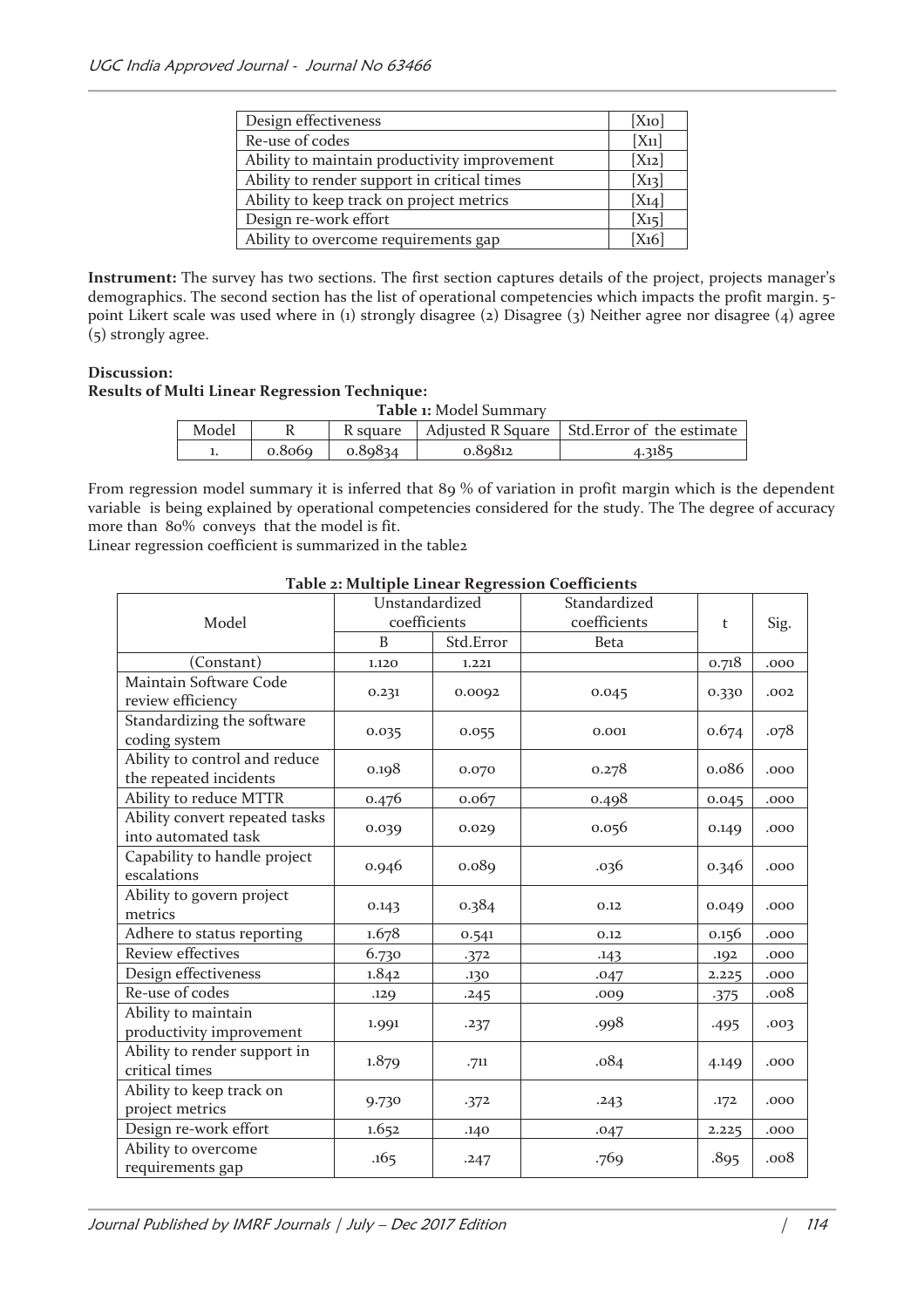| Design effectiveness | [X10] |
|---|---|
| Re-use of codes | [X11] |
| Ability to maintain productivity improvement | [X12] |
| Ability to render support in critical times | [X13] |
| Ability to keep track on project metrics | [X14] |
| Design re-work effort | [X15] |
| Ability to overcome requirements gap | [X16] |

**Instrument:** The survey has two sections. The first section captures details of the project, projects manager's demographics. The second section has the list of operational competencies which impacts the profit margin. 5-point Likert scale was used where in (1) strongly disagree (2) Disagree (3) Neither agree nor disagree (4) agree (5) strongly agree.

**Discussion:**

**Results of Multi Linear Regression Technique:**

**Table 1:** Model Summary

| Model | R | R square | Adjusted R Square | Std.Error of the estimate |
|---|---|---|---|---|
| 1. | 0.8069 | 0.89834 | 0.89812 | 4.3185 |

From regression model summary it is inferred that 89 % of variation in profit margin which is the dependent variable is being explained by operational competencies considered for the study. The The degree of accuracy more than 80% conveys that the model is fit.

Linear regression coefficient is summarized in the table2

**Table 2: Multiple Linear Regression Coefficients**

| Model | Unstandardized coefficients | | Standardized coefficients | t | Sig. |
|---|---|---|---|---|---|
| | B | Std.Error | Beta | | |
| (Constant) | 1.120 | 1.221 | | 0.718 | .000 |
| Maintain Software Code review efficiency | 0.231 | 0.0092 | 0.045 | 0.330 | .002 |
| Standardizing the software coding system | 0.035 | 0.055 | 0.001 | 0.674 | .078 |
| Ability to control and reduce the repeated incidents | 0.198 | 0.070 | 0.278 | 0.086 | .000 |
| Ability to reduce MTTR | 0.476 | 0.067 | 0.498 | 0.045 | .000 |
| Ability convert repeated tasks into automated task | 0.039 | 0.029 | 0.056 | 0.149 | .000 |
| Capability to handle project escalations | 0.946 | 0.089 | .036 | 0.346 | .000 |
| Ability to govern project metrics | 0.143 | 0.384 | 0.12 | 0.049 | .000 |
| Adhere to status reporting | 1.678 | 0.541 | 0.12 | 0.156 | .000 |
| Review effectives | 6.730 | .372 | .143 | .192 | .000 |
| Design effectiveness | 1.842 | .130 | .047 | 2.225 | .000 |
| Re-use of codes | .129 | .245 | .009 | .375 | .008 |
| Ability to maintain productivity improvement | 1.991 | .237 | .998 | .495 | .003 |
| Ability to render support in critical times | 1.879 | .711 | .084 | 4.149 | .000 |
| Ability to keep track on project metrics | 9.730 | .372 | .243 | .172 | .000 |
| Design re-work effort | 1.652 | .140 | .047 | 2.225 | .000 |
| Ability to overcome requirements gap | .165 | .247 | .769 | .895 | .008 |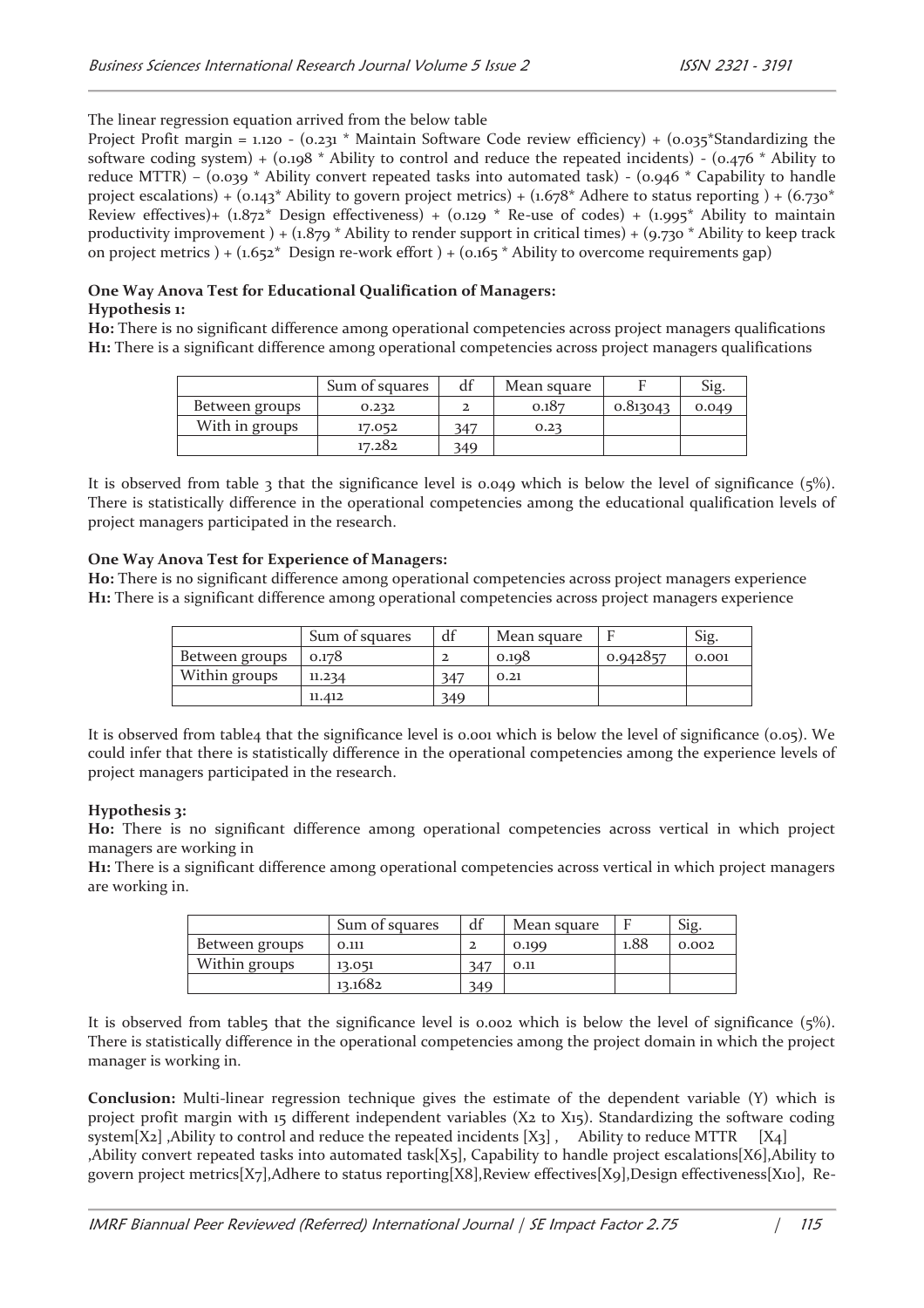The linear regression equation arrived from the below table

Project Profit margin = 1.120 - (0.231 * Maintain Software Code review efficiency) + (0.035*Standardizing the software coding system) + (0.198 * Ability to control and reduce the repeated incidents) - (0.476 * Ability to reduce MTTR) – (0.039 * Ability convert repeated tasks into automated task) - (0.946 * Capability to handle project escalations) + (0.143* Ability to govern project metrics) + (1.678* Adhere to status reporting ) + (6.730* Review effectives)+ (1.872* Design effectiveness) + (0.129 * Re-use of codes) + (1.995* Ability to maintain productivity improvement ) + (1.879 * Ability to render support in critical times) + (9.730 * Ability to keep track on project metrics ) + (1.652* Design re-work effort ) + (0.165 * Ability to overcome requirements gap)

**One Way Anova Test for Educational Qualification of Managers:**

**Hypothesis 1:**

**H0:** There is no significant difference among operational competencies across project managers qualifications

**H1:** There is a significant difference among operational competencies across project managers qualifications

| | Sum of squares | df | Mean square | F | Sig. |
|---|---|---|---|---|---|
| Between groups | 0.232 | 2 | 0.187 | 0.813043 | 0.049 |
| With in groups | 17.052 | 347 | 0.23 | | |
| | 17.282 | 349 | | | |

It is observed from table 3 that the significance level is 0.049 which is below the level of significance (5%). There is statistically difference in the operational competencies among the educational qualification levels of project managers participated in the research.

**One Way Anova Test for Experience of Managers:**

**H0:** There is no significant difference among operational competencies across project managers experience

**H1:** There is a significant difference among operational competencies across project managers experience

| | Sum of squares | df | Mean square | F | Sig. |
|---|---|---|---|---|---|
| Between groups | 0.178 | 2 | 0.198 | 0.942857 | 0.001 |
| Within groups | 11.234 | 347 | 0.21 | | |
| | 11.412 | 349 | | | |

It is observed from table4 that the significance level is 0.001 which is below the level of significance (0.05). We could infer that there is statistically difference in the operational competencies among the experience levels of project managers participated in the research.

**Hypothesis 3:**

**H0:** There is no significant difference among operational competencies across vertical in which project managers are working in

**H1:** There is a significant difference among operational competencies across vertical in which project managers are working in.

| | Sum of squares | df | Mean square | F | Sig. |
|---|---|---|---|---|---|
| Between groups | 0.111 | 2 | 0.199 | 1.88 | 0.002 |
| Within groups | 13.051 | 347 | 0.11 | | |
| | 13.1682 | 349 | | | |

It is observed from table5 that the significance level is 0.002 which is below the level of significance (5%). There is statistically difference in the operational competencies among the project domain in which the project manager is working in.

**Conclusion:** Multi-linear regression technique gives the estimate of the dependent variable (Y) which is project profit margin with 15 different independent variables (X2 to X15). Standardizing the software coding system[X2] ,Ability to control and reduce the repeated incidents [X3] , Ability to reduce MTTR [X4] ,Ability convert repeated tasks into automated task[X5], Capability to handle project escalations[X6],Ability to govern project metrics[X7],Adhere to status reporting[X8],Review effectives[X9],Design effectiveness[X10], Re-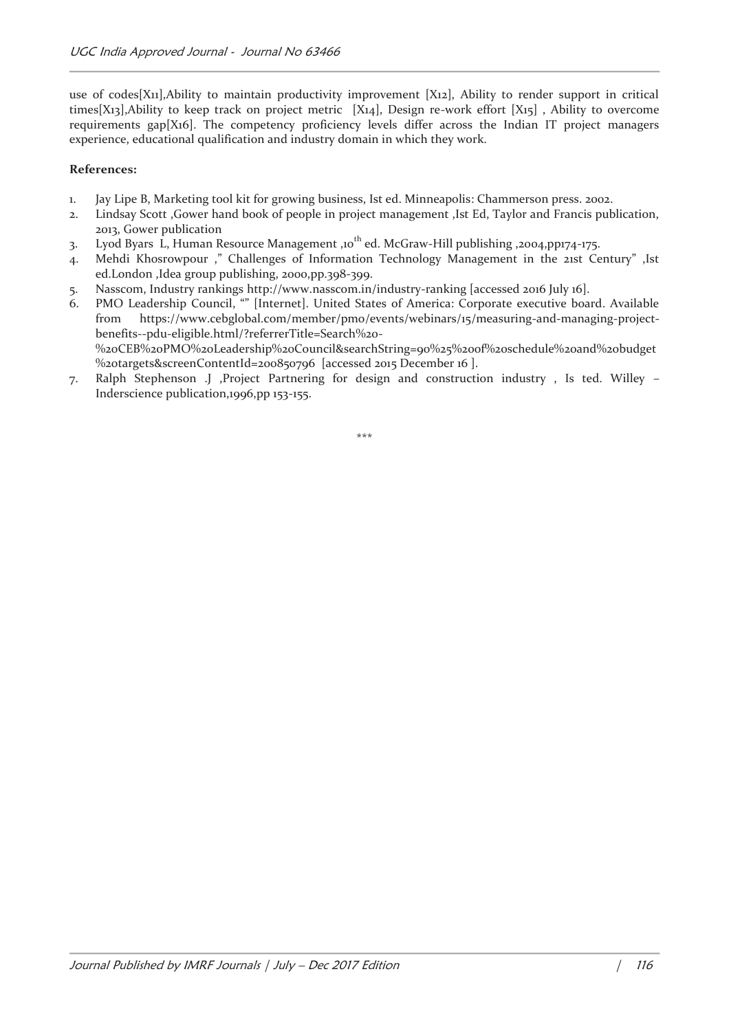use of codes[X11],Ability to maintain productivity improvement [X12], Ability to render support in critical times[X13],Ability to keep track on project metric [X14], Design re-work effort [X15] , Ability to overcome requirements gap[X16]. The competency proficiency levels differ across the Indian IT project managers experience, educational qualification and industry domain in which they work.

**References:**

1. Jay Lipe B, Marketing tool kit for growing business, Ist ed. Minneapolis: Chammerson press. 2002.
2. Lindsay Scott ,Gower hand book of people in project management ,Ist Ed, Taylor and Francis publication, 2013, Gower publication
3. Lyod Byars L, Human Resource Management ,10th ed. McGraw-Hill publishing ,2004,pp174-175.
4. Mehdi Khosrowpour ," Challenges of Information Technology Management in the 21st Century" ,Ist ed.London ,Idea group publishing, 2000,pp.398-399.
5. Nasscom, Industry rankings http://www.nasscom.in/industry-ranking [accessed 2016 July 16].
6. PMO Leadership Council, "" [Internet]. United States of America: Corporate executive board. Available from https://www.cebglobal.com/member/pmo/events/webinars/15/measuring-and-managing-project-benefits--pdu-eligible.html/?referrerTitle=Search%20-%20CEB%20PMO%20Leadership%20Council&searchString=90%25%20of%20schedule%20and%20budget%20targets&screenContentId=200850796 [accessed 2015 December 16 ].
7. Ralph Stephenson .J ,Project Partnering for design and construction industry , Is ted. Willey – Inderscience publication,1996,pp 153-155.

\*\*\*